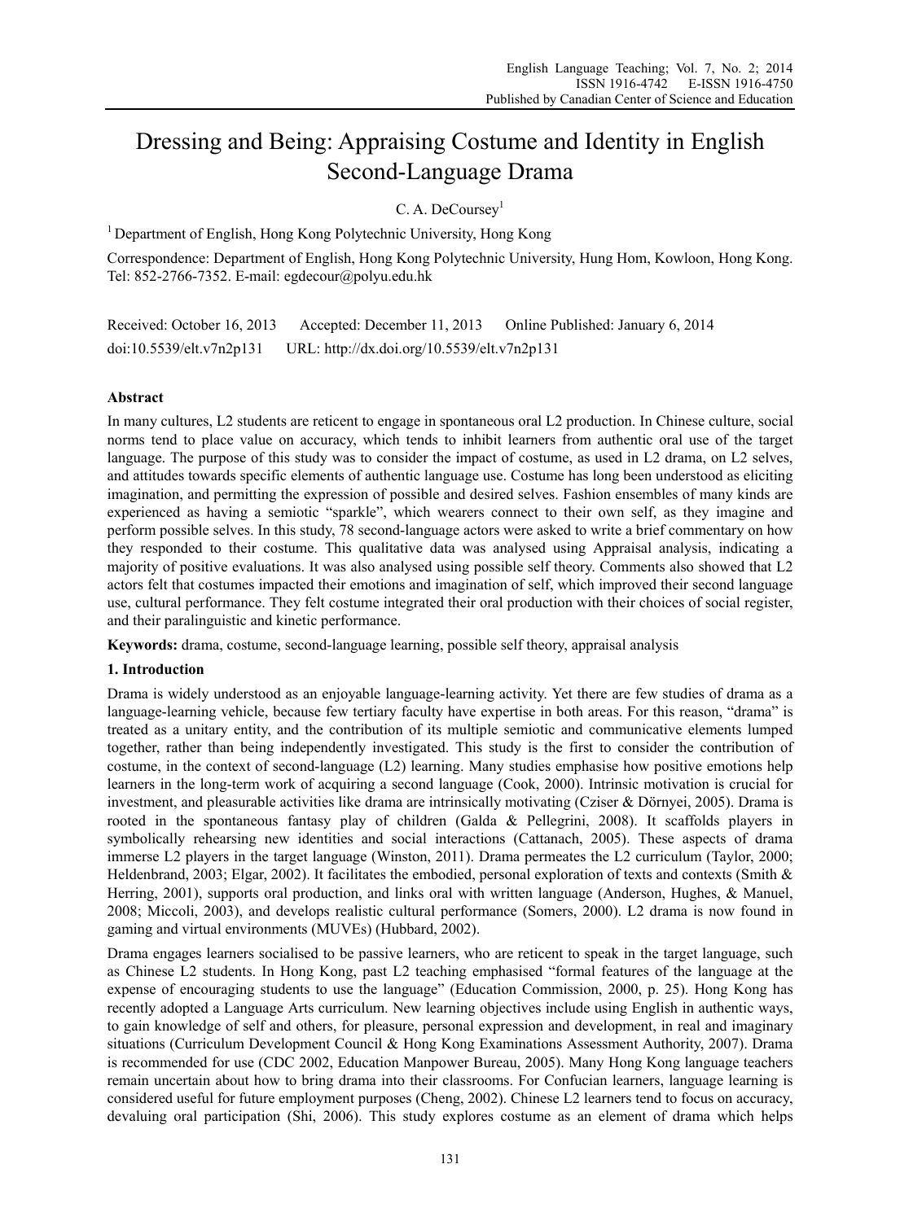# Dressing and Being: Appraising Costume and Identity in English Second-Language Drama

C. A. DeCoursey[1]

[1] Department of English, Hong Kong Polytechnic University, Hong Kong

Correspondence: Department of English, Hong Kong Polytechnic University, Hung Hom, Kowloon, Hong Kong. Tel: 852-2766-7352. E-mail: egdecour@polyu.edu.hk

Received: October 16, 2013 Accepted: December 11, 2013 Online Published: January 6, 2014

doi:10.5539/elt.v7n2p131 URL: http://dx.doi.org/10.5539/elt.v7n2p131

## Abstract

In many cultures, L2 students are reticent to engage in spontaneous oral L2 production. In Chinese culture, social norms tend to place value on accuracy, which tends to inhibit learners from authentic oral use of the target language. The purpose of this study was to consider the impact of costume, as used in L2 drama, on L2 selves, and attitudes towards specific elements of authentic language use. Costume has long been understood as eliciting imagination, and permitting the expression of possible and desired selves. Fashion ensembles of many kinds are experienced as having a semiotic "sparkle", which wearers connect to their own self, as they imagine and perform possible selves. In this study, 78 second-language actors were asked to write a brief commentary on how they responded to their costume. This qualitative data was analysed using Appraisal analysis, indicating a majority of positive evaluations. It was also analysed using possible self theory. Comments also showed that L2 actors felt that costumes impacted their emotions and imagination of self, which improved their second language use, cultural performance. They felt costume integrated their oral production with their choices of social register, and their paralinguistic and kinetic performance.

**Keywords:** drama, costume, second-language learning, possible self theory, appraisal analysis

## 1. Introduction

Drama is widely understood as an enjoyable language-learning activity. Yet there are few studies of drama as a language-learning vehicle, because few tertiary faculty have expertise in both areas. For this reason, "drama" is treated as a unitary entity, and the contribution of its multiple semiotic and communicative elements lumped together, rather than being independently investigated. This study is the first to consider the contribution of costume, in the context of second-language (L2) learning. Many studies emphasise how positive emotions help learners in the long-term work of acquiring a second language (Cook, 2000). Intrinsic motivation is crucial for investment, and pleasurable activities like drama are intrinsically motivating (Cziser & Dörnyei, 2005). Drama is rooted in the spontaneous fantasy play of children (Galda & Pellegrini, 2008). It scaffolds players in symbolically rehearsing new identities and social interactions (Cattanach, 2005). These aspects of drama immerse L2 players in the target language (Winston, 2011). Drama permeates the L2 curriculum (Taylor, 2000; Heldenbrand, 2003; Elgar, 2002). It facilitates the embodied, personal exploration of texts and contexts (Smith & Herring, 2001), supports oral production, and links oral with written language (Anderson, Hughes, & Manuel, 2008; Miccoli, 2003), and develops realistic cultural performance (Somers, 2000). L2 drama is now found in gaming and virtual environments (MUVEs) (Hubbard, 2002).

Drama engages learners socialised to be passive learners, who are reticent to speak in the target language, such as Chinese L2 students. In Hong Kong, past L2 teaching emphasised "formal features of the language at the expense of encouraging students to use the language" (Education Commission, 2000, p. 25). Hong Kong has recently adopted a Language Arts curriculum. New learning objectives include using English in authentic ways, to gain knowledge of self and others, for pleasure, personal expression and development, in real and imaginary situations (Curriculum Development Council & Hong Kong Examinations Assessment Authority, 2007). Drama is recommended for use (CDC 2002, Education Manpower Bureau, 2005). Many Hong Kong language teachers remain uncertain about how to bring drama into their classrooms. For Confucian learners, language learning is considered useful for future employment purposes (Cheng, 2002). Chinese L2 learners tend to focus on accuracy, devaluing oral participation (Shi, 2006). This study explores costume as an element of drama which helps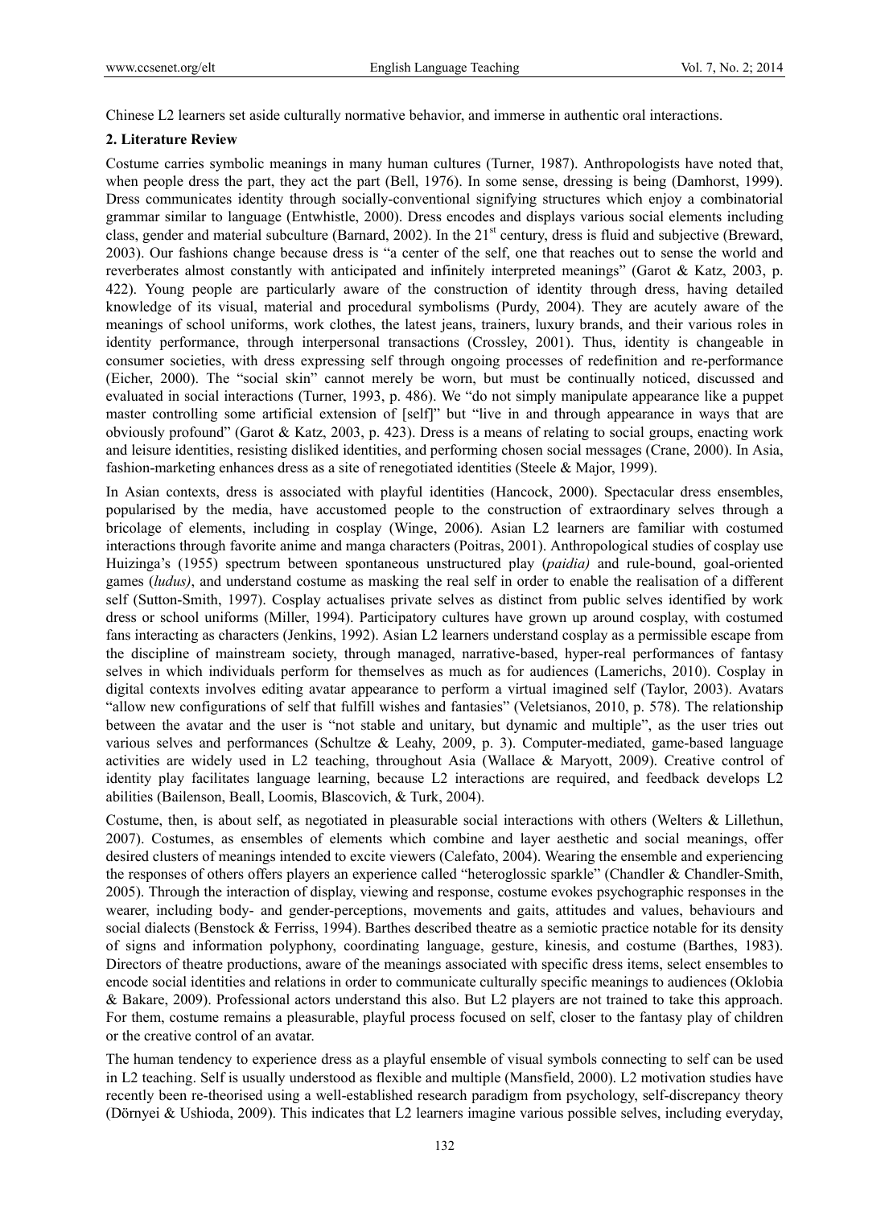Chinese L2 learners set aside culturally normative behavior, and immerse in authentic oral interactions.

## 2. Literature Review

Costume carries symbolic meanings in many human cultures (Turner, 1987). Anthropologists have noted that, when people dress the part, they act the part (Bell, 1976). In some sense, dressing is being (Damhorst, 1999). Dress communicates identity through socially-conventional signifying structures which enjoy a combinatorial grammar similar to language (Entwhistle, 2000). Dress encodes and displays various social elements including class, gender and material subculture (Barnard, 2002). In the 21st century, dress is fluid and subjective (Breward, 2003). Our fashions change because dress is "a center of the self, one that reaches out to sense the world and reverberates almost constantly with anticipated and infinitely interpreted meanings" (Garot & Katz, 2003, p. 422). Young people are particularly aware of the construction of identity through dress, having detailed knowledge of its visual, material and procedural symbolisms (Purdy, 2004). They are acutely aware of the meanings of school uniforms, work clothes, the latest jeans, trainers, luxury brands, and their various roles in identity performance, through interpersonal transactions (Crossley, 2001). Thus, identity is changeable in consumer societies, with dress expressing self through ongoing processes of redefinition and re-performance (Eicher, 2000). The "social skin" cannot merely be worn, but must be continually noticed, discussed and evaluated in social interactions (Turner, 1993, p. 486). We "do not simply manipulate appearance like a puppet master controlling some artificial extension of [self]" but "live in and through appearance in ways that are obviously profound" (Garot & Katz, 2003, p. 423). Dress is a means of relating to social groups, enacting work and leisure identities, resisting disliked identities, and performing chosen social messages (Crane, 2000). In Asia, fashion-marketing enhances dress as a site of renegotiated identities (Steele & Major, 1999).

In Asian contexts, dress is associated with playful identities (Hancock, 2000). Spectacular dress ensembles, popularised by the media, have accustomed people to the construction of extraordinary selves through a bricolage of elements, including in cosplay (Winge, 2006). Asian L2 learners are familiar with costumed interactions through favorite anime and manga characters (Poitras, 2001). Anthropological studies of cosplay use Huizinga's (1955) spectrum between spontaneous unstructured play (*paidia)* and rule-bound, goal-oriented games (*ludus)*, and understand costume as masking the real self in order to enable the realisation of a different self (Sutton-Smith, 1997). Cosplay actualises private selves as distinct from public selves identified by work dress or school uniforms (Miller, 1994). Participatory cultures have grown up around cosplay, with costumed fans interacting as characters (Jenkins, 1992). Asian L2 learners understand cosplay as a permissible escape from the discipline of mainstream society, through managed, narrative-based, hyper-real performances of fantasy selves in which individuals perform for themselves as much as for audiences (Lamerichs, 2010). Cosplay in digital contexts involves editing avatar appearance to perform a virtual imagined self (Taylor, 2003). Avatars "allow new configurations of self that fulfill wishes and fantasies" (Veletsianos, 2010, p. 578). The relationship between the avatar and the user is "not stable and unitary, but dynamic and multiple", as the user tries out various selves and performances (Schultze & Leahy, 2009, p. 3). Computer-mediated, game-based language activities are widely used in L2 teaching, throughout Asia (Wallace & Maryott, 2009). Creative control of identity play facilitates language learning, because L2 interactions are required, and feedback develops L2 abilities (Bailenson, Beall, Loomis, Blascovich, & Turk, 2004).

Costume, then, is about self, as negotiated in pleasurable social interactions with others (Welters & Lillethun, 2007). Costumes, as ensembles of elements which combine and layer aesthetic and social meanings, offer desired clusters of meanings intended to excite viewers (Calefato, 2004). Wearing the ensemble and experiencing the responses of others offers players an experience called "heteroglossic sparkle" (Chandler & Chandler-Smith, 2005). Through the interaction of display, viewing and response, costume evokes psychographic responses in the wearer, including body- and gender-perceptions, movements and gaits, attitudes and values, behaviours and social dialects (Benstock & Ferriss, 1994). Barthes described theatre as a semiotic practice notable for its density of signs and information polyphony, coordinating language, gesture, kinesis, and costume (Barthes, 1983). Directors of theatre productions, aware of the meanings associated with specific dress items, select ensembles to encode social identities and relations in order to communicate culturally specific meanings to audiences (Oklobia & Bakare, 2009). Professional actors understand this also. But L2 players are not trained to take this approach. For them, costume remains a pleasurable, playful process focused on self, closer to the fantasy play of children or the creative control of an avatar.

The human tendency to experience dress as a playful ensemble of visual symbols connecting to self can be used in L2 teaching. Self is usually understood as flexible and multiple (Mansfield, 2000). L2 motivation studies have recently been re-theorised using a well-established research paradigm from psychology, self-discrepancy theory (Dörnyei & Ushioda, 2009). This indicates that L2 learners imagine various possible selves, including everyday,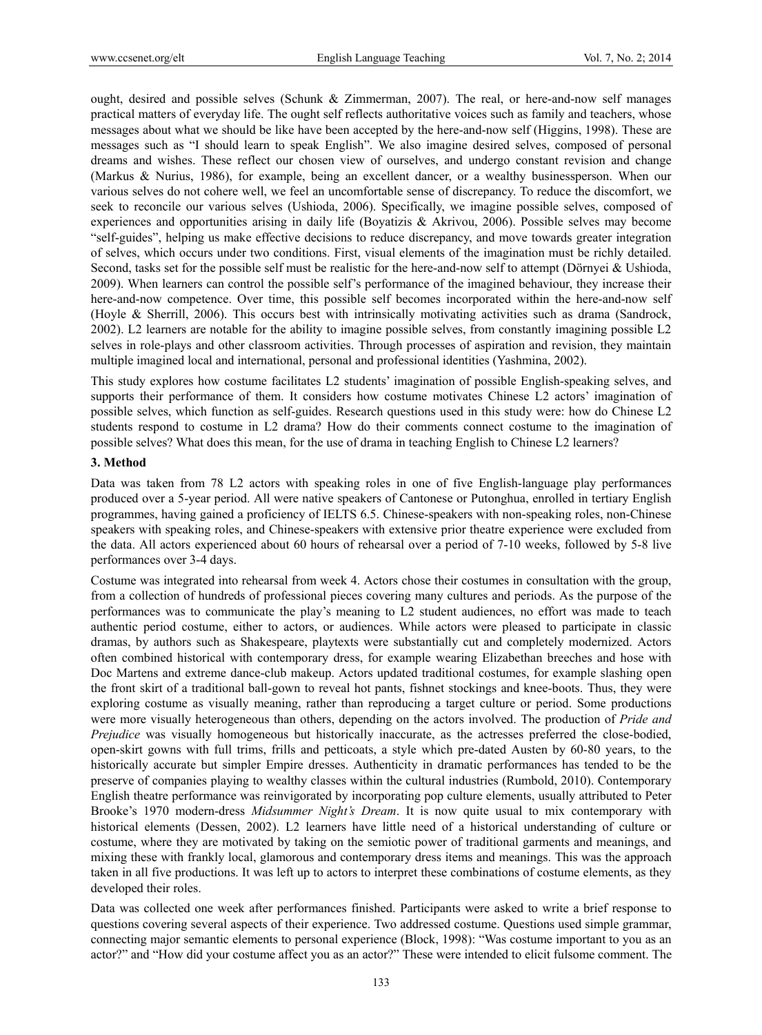ought, desired and possible selves (Schunk & Zimmerman, 2007). The real, or here-and-now self manages practical matters of everyday life. The ought self reflects authoritative voices such as family and teachers, whose messages about what we should be like have been accepted by the here-and-now self (Higgins, 1998). These are messages such as "I should learn to speak English". We also imagine desired selves, composed of personal dreams and wishes. These reflect our chosen view of ourselves, and undergo constant revision and change (Markus & Nurius, 1986), for example, being an excellent dancer, or a wealthy businessperson. When our various selves do not cohere well, we feel an uncomfortable sense of discrepancy. To reduce the discomfort, we seek to reconcile our various selves (Ushioda, 2006). Specifically, we imagine possible selves, composed of experiences and opportunities arising in daily life (Boyatizis & Akrivou, 2006). Possible selves may become "self-guides", helping us make effective decisions to reduce discrepancy, and move towards greater integration of selves, which occurs under two conditions. First, visual elements of the imagination must be richly detailed. Second, tasks set for the possible self must be realistic for the here-and-now self to attempt (Dörnyei & Ushioda, 2009). When learners can control the possible self's performance of the imagined behaviour, they increase their here-and-now competence. Over time, this possible self becomes incorporated within the here-and-now self (Hoyle & Sherrill, 2006). This occurs best with intrinsically motivating activities such as drama (Sandrock, 2002). L2 learners are notable for the ability to imagine possible selves, from constantly imagining possible L2 selves in role-plays and other classroom activities. Through processes of aspiration and revision, they maintain multiple imagined local and international, personal and professional identities (Yashmina, 2002).

This study explores how costume facilitates L2 students' imagination of possible English-speaking selves, and supports their performance of them. It considers how costume motivates Chinese L2 actors' imagination of possible selves, which function as self-guides. Research questions used in this study were: how do Chinese L2 students respond to costume in L2 drama? How do their comments connect costume to the imagination of possible selves? What does this mean, for the use of drama in teaching English to Chinese L2 learners?

## 3. Method

Data was taken from 78 L2 actors with speaking roles in one of five English-language play performances produced over a 5-year period. All were native speakers of Cantonese or Putonghua, enrolled in tertiary English programmes, having gained a proficiency of IELTS 6.5. Chinese-speakers with non-speaking roles, non-Chinese speakers with speaking roles, and Chinese-speakers with extensive prior theatre experience were excluded from the data. All actors experienced about 60 hours of rehearsal over a period of 7-10 weeks, followed by 5-8 live performances over 3-4 days.

Costume was integrated into rehearsal from week 4. Actors chose their costumes in consultation with the group, from a collection of hundreds of professional pieces covering many cultures and periods. As the purpose of the performances was to communicate the play's meaning to L2 student audiences, no effort was made to teach authentic period costume, either to actors, or audiences. While actors were pleased to participate in classic dramas, by authors such as Shakespeare, playtexts were substantially cut and completely modernized. Actors often combined historical with contemporary dress, for example wearing Elizabethan breeches and hose with Doc Martens and extreme dance-club makeup. Actors updated traditional costumes, for example slashing open the front skirt of a traditional ball-gown to reveal hot pants, fishnet stockings and knee-boots. Thus, they were exploring costume as visually meaning, rather than reproducing a target culture or period. Some productions were more visually heterogeneous than others, depending on the actors involved. The production of *Pride and Prejudice* was visually homogeneous but historically inaccurate, as the actresses preferred the close-bodied, open-skirt gowns with full trims, frills and petticoats, a style which pre-dated Austen by 60-80 years, to the historically accurate but simpler Empire dresses. Authenticity in dramatic performances has tended to be the preserve of companies playing to wealthy classes within the cultural industries (Rumbold, 2010). Contemporary English theatre performance was reinvigorated by incorporating pop culture elements, usually attributed to Peter Brooke's 1970 modern-dress *Midsummer Night's Dream*. It is now quite usual to mix contemporary with historical elements (Dessen, 2002). L2 learners have little need of a historical understanding of culture or costume, where they are motivated by taking on the semiotic power of traditional garments and meanings, and mixing these with frankly local, glamorous and contemporary dress items and meanings. This was the approach taken in all five productions. It was left up to actors to interpret these combinations of costume elements, as they developed their roles.

Data was collected one week after performances finished. Participants were asked to write a brief response to questions covering several aspects of their experience. Two addressed costume. Questions used simple grammar, connecting major semantic elements to personal experience (Block, 1998): "Was costume important to you as an actor?" and "How did your costume affect you as an actor?" These were intended to elicit fulsome comment. The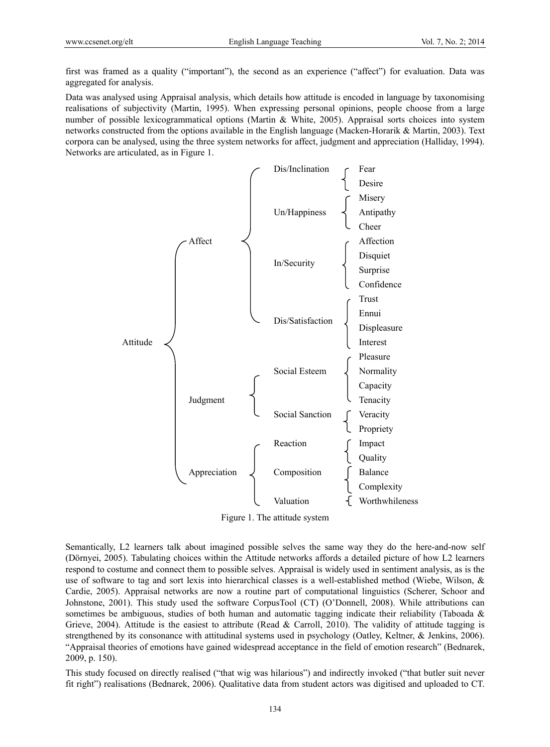first was framed as a quality ("important"), the second as an experience ("affect") for evaluation. Data was aggregated for analysis.

Data was analysed using Appraisal analysis, which details how attitude is encoded in language by taxonomising realisations of subjectivity (Martin, 1995). When expressing personal opinions, people choose from a large number of possible lexicogrammatical options (Martin & White, 2005). Appraisal sorts choices into system networks constructed from the options available in the English language (Macken-Horarik & Martin, 2003). Text corpora can be analysed, using the three system networks for affect, judgment and appreciation (Halliday, 1994). Networks are articulated, as in Figure 1.

- Attitude
  - Affect
    - Dis/Inclination
      - Fear
      - Desire
    - Un/Happiness
      - Misery
      - Antipathy
      - Cheer
    - In/Security
      - Affection
      - Disquiet
      - Surprise
      - Confidence
    - Dis/Satisfaction
      - Trust
      - Ennui
      - Displeasure
      - Interest
  - Judgment
    - Social Esteem
      - Pleasure
      - Normality
      - Capacity
      - Tenacity
    - Social Sanction
      - Veracity
      - Propriety
  - Appreciation
    - Reaction
      - Impact
      - Quality
    - Composition
      - Balance
      - Complexity
    - Valuation
      - Worthwhileness

Figure 1. The attitude system

Semantically, L2 learners talk about imagined possible selves the same way they do the here-and-now self (Dörnyei, 2005). Tabulating choices within the Attitude networks affords a detailed picture of how L2 learners respond to costume and connect them to possible selves. Appraisal is widely used in sentiment analysis, as is the use of software to tag and sort lexis into hierarchical classes is a well-established method (Wiebe, Wilson, & Cardie, 2005). Appraisal networks are now a routine part of computational linguistics (Scherer, Schoor and Johnstone, 2001). This study used the software CorpusTool (CT) (O'Donnell, 2008). While attributions can sometimes be ambiguous, studies of both human and automatic tagging indicate their reliability (Taboada & Grieve, 2004). Attitude is the easiest to attribute (Read & Carroll, 2010). The validity of attitude tagging is strengthened by its consonance with attitudinal systems used in psychology (Oatley, Keltner, & Jenkins, 2006). "Appraisal theories of emotions have gained widespread acceptance in the field of emotion research" (Bednarek, 2009, p. 150).

This study focused on directly realised ("that wig was hilarious") and indirectly invoked ("that butler suit never fit right") realisations (Bednarek, 2006). Qualitative data from student actors was digitised and uploaded to CT.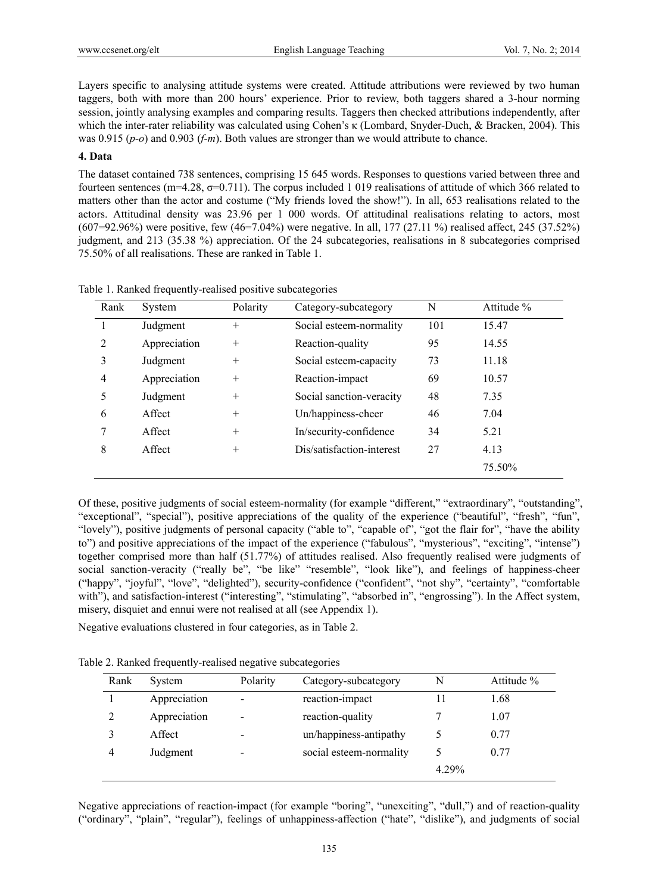Layers specific to analysing attitude systems were created. Attitude attributions were reviewed by two human taggers, both with more than 200 hours' experience. Prior to review, both taggers shared a 3-hour norming session, jointly analysing examples and comparing results. Taggers then checked attributions independently, after which the inter-rater reliability was calculated using Cohen's κ (Lombard, Snyder-Duch, & Bracken, 2004). This was 0.915 (*p-o*) and 0.903 (*f-m*). Both values are stronger than we would attribute to chance.

### 4. Data

The dataset contained 738 sentences, comprising 15 645 words. Responses to questions varied between three and fourteen sentences (m=4.28, σ=0.711). The corpus included 1 019 realisations of attitude of which 366 related to matters other than the actor and costume ("My friends loved the show!"). In all, 653 realisations related to the actors. Attitudinal density was 23.96 per 1 000 words. Of attitudinal realisations relating to actors, most (607=92.96%) were positive, few (46=7.04%) were negative. In all, 177 (27.11 %) realised affect, 245 (37.52%) judgment, and 213 (35.38 %) appreciation. Of the 24 subcategories, realisations in 8 subcategories comprised 75.50% of all realisations. These are ranked in Table 1.

Table 1. Ranked frequently-realised positive subcategories

| Rank | System | Polarity | Category-subcategory | N | Attitude % |
|---|---|---|---|---|---|
| 1 | Judgment | + | Social esteem-normality | 101 | 15.47 |
| 2 | Appreciation | + | Reaction-quality | 95 | 14.55 |
| 3 | Judgment | + | Social esteem-capacity | 73 | 11.18 |
| 4 | Appreciation | + | Reaction-impact | 69 | 10.57 |
| 5 | Judgment | + | Social sanction-veracity | 48 | 7.35 |
| 6 | Affect | + | Un/happiness-cheer | 46 | 7.04 |
| 7 | Affect | + | In/security-confidence | 34 | 5.21 |
| 8 | Affect | + | Dis/satisfaction-interest | 27 | 4.13 |
| | | | | | 75.50% |

Of these, positive judgments of social esteem-normality (for example "different," "extraordinary", "outstanding", "exceptional", "special"), positive appreciations of the quality of the experience ("beautiful", "fresh", "fun", "lovely"), positive judgments of personal capacity ("able to", "capable of", "got the flair for", "have the ability to") and positive appreciations of the impact of the experience ("fabulous", "mysterious", "exciting", "intense") together comprised more than half (51.77%) of attitudes realised. Also frequently realised were judgments of social sanction-veracity ("really be", "be like" "resemble", "look like"), and feelings of happiness-cheer ("happy", "joyful", "love", "delighted"), security-confidence ("confident", "not shy", "certainty", "comfortable with"), and satisfaction-interest ("interesting", "stimulating", "absorbed in", "engrossing"). In the Affect system, misery, disquiet and ennui were not realised at all (see Appendix 1).

Negative evaluations clustered in four categories, as in Table 2.

Table 2. Ranked frequently-realised negative subcategories

| Rank | System | Polarity | Category-subcategory | N | Attitude % |
|---|---|---|---|---|---|
| 1 | Appreciation | - | reaction-impact | 11 | 1.68 |
| 2 | Appreciation | - | reaction-quality | 7 | 1.07 |
| 3 | Affect | - | un/happiness-antipathy | 5 | 0.77 |
| 4 | Judgment | - | social esteem-normality | 5 | 0.77 |
| | | | | 4.29% | |

Negative appreciations of reaction-impact (for example "boring", "unexciting", "dull,") and of reaction-quality ("ordinary", "plain", "regular"), feelings of unhappiness-affection ("hate", "dislike"), and judgments of social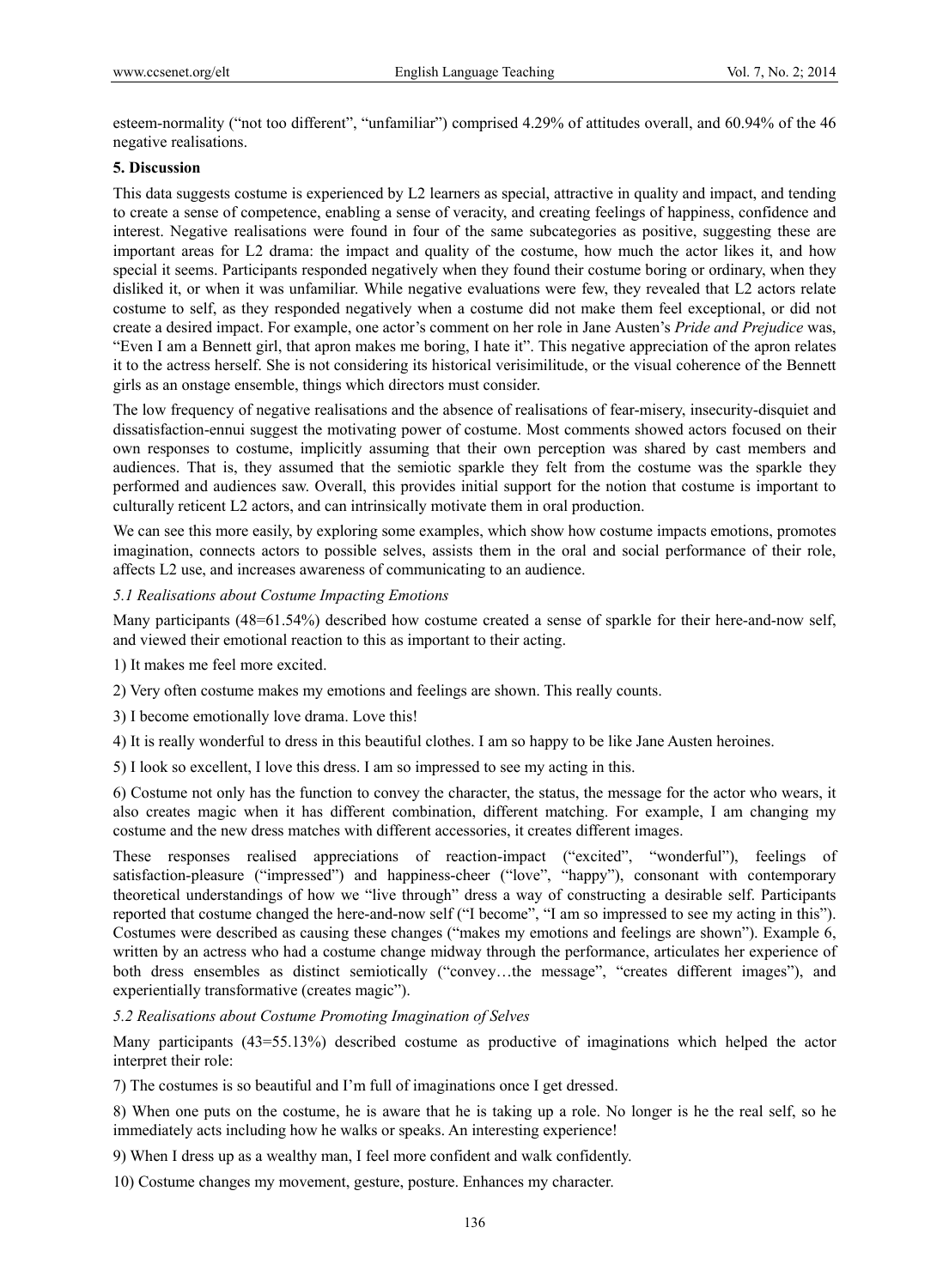esteem-normality ("not too different", "unfamiliar") comprised 4.29% of attitudes overall, and 60.94% of the 46 negative realisations.

## 5. Discussion

This data suggests costume is experienced by L2 learners as special, attractive in quality and impact, and tending to create a sense of competence, enabling a sense of veracity, and creating feelings of happiness, confidence and interest. Negative realisations were found in four of the same subcategories as positive, suggesting these are important areas for L2 drama: the impact and quality of the costume, how much the actor likes it, and how special it seems. Participants responded negatively when they found their costume boring or ordinary, when they disliked it, or when it was unfamiliar. While negative evaluations were few, they revealed that L2 actors relate costume to self, as they responded negatively when a costume did not make them feel exceptional, or did not create a desired impact. For example, one actor's comment on her role in Jane Austen's *Pride and Prejudice* was, "Even I am a Bennett girl, that apron makes me boring, I hate it". This negative appreciation of the apron relates it to the actress herself. She is not considering its historical verisimilitude, or the visual coherence of the Bennett girls as an onstage ensemble, things which directors must consider.

The low frequency of negative realisations and the absence of realisations of fear-misery, insecurity-disquiet and dissatisfaction-ennui suggest the motivating power of costume. Most comments showed actors focused on their own responses to costume, implicitly assuming that their own perception was shared by cast members and audiences. That is, they assumed that the semiotic sparkle they felt from the costume was the sparkle they performed and audiences saw. Overall, this provides initial support for the notion that costume is important to culturally reticent L2 actors, and can intrinsically motivate them in oral production.

We can see this more easily, by exploring some examples, which show how costume impacts emotions, promotes imagination, connects actors to possible selves, assists them in the oral and social performance of their role, affects L2 use, and increases awareness of communicating to an audience.

### *5.1 Realisations about Costume Impacting Emotions*

Many participants (48=61.54%) described how costume created a sense of sparkle for their here-and-now self, and viewed their emotional reaction to this as important to their acting.

1) It makes me feel more excited.

2) Very often costume makes my emotions and feelings are shown. This really counts.

3) I become emotionally love drama. Love this!

4) It is really wonderful to dress in this beautiful clothes. I am so happy to be like Jane Austen heroines.

5) I look so excellent, I love this dress. I am so impressed to see my acting in this.

6) Costume not only has the function to convey the character, the status, the message for the actor who wears, it also creates magic when it has different combination, different matching. For example, I am changing my costume and the new dress matches with different accessories, it creates different images.

These responses realised appreciations of reaction-impact ("excited", "wonderful"), feelings of satisfaction-pleasure ("impressed") and happiness-cheer ("love", "happy"), consonant with contemporary theoretical understandings of how we "live through" dress a way of constructing a desirable self. Participants reported that costume changed the here-and-now self ("I become", "I am so impressed to see my acting in this"). Costumes were described as causing these changes ("makes my emotions and feelings are shown"). Example 6, written by an actress who had a costume change midway through the performance, articulates her experience of both dress ensembles as distinct semiotically ("convey…the message", "creates different images"), and experientially transformative (creates magic").

### *5.2 Realisations about Costume Promoting Imagination of Selves*

Many participants (43=55.13%) described costume as productive of imaginations which helped the actor interpret their role:

7) The costumes is so beautiful and I'm full of imaginations once I get dressed.

8) When one puts on the costume, he is aware that he is taking up a role. No longer is he the real self, so he immediately acts including how he walks or speaks. An interesting experience!

9) When I dress up as a wealthy man, I feel more confident and walk confidently.

10) Costume changes my movement, gesture, posture. Enhances my character.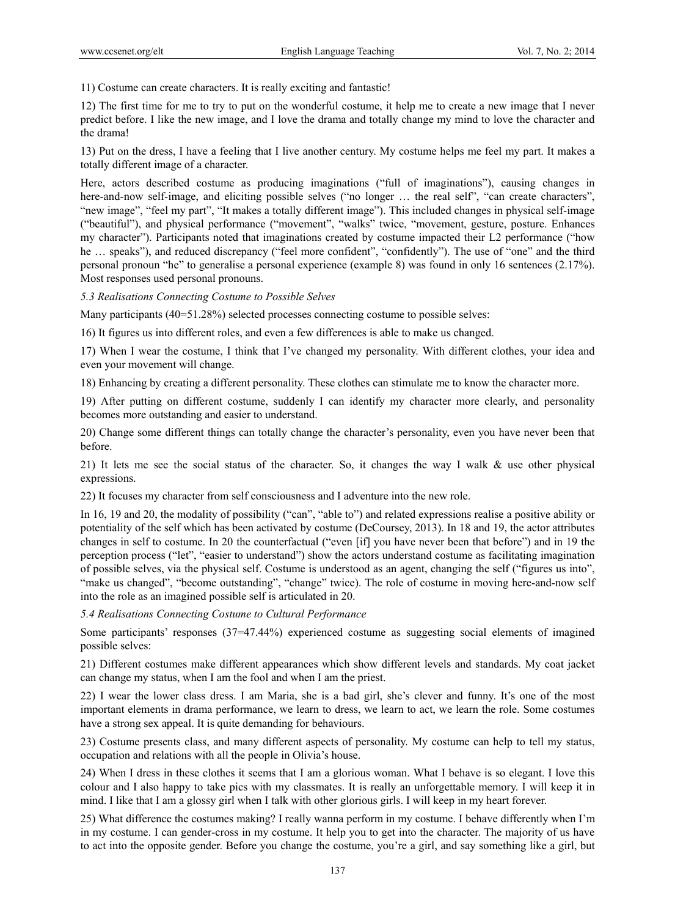11) Costume can create characters. It is really exciting and fantastic!

12) The first time for me to try to put on the wonderful costume, it help me to create a new image that I never predict before. I like the new image, and I love the drama and totally change my mind to love the character and the drama!

13) Put on the dress, I have a feeling that I live another century. My costume helps me feel my part. It makes a totally different image of a character.

Here, actors described costume as producing imaginations ("full of imaginations"), causing changes in here-and-now self-image, and eliciting possible selves ("no longer … the real self", "can create characters", "new image", "feel my part", "It makes a totally different image"). This included changes in physical self-image ("beautiful"), and physical performance ("movement", "walks" twice, "movement, gesture, posture. Enhances my character"). Participants noted that imaginations created by costume impacted their L2 performance ("how he … speaks"), and reduced discrepancy ("feel more confident", "confidently"). The use of "one" and the third personal pronoun "he" to generalise a personal experience (example 8) was found in only 16 sentences (2.17%). Most responses used personal pronouns.

*5.3 Realisations Connecting Costume to Possible Selves*

Many participants (40=51.28%) selected processes connecting costume to possible selves:

16) It figures us into different roles, and even a few differences is able to make us changed.

17) When I wear the costume, I think that I've changed my personality. With different clothes, your idea and even your movement will change.

18) Enhancing by creating a different personality. These clothes can stimulate me to know the character more.

19) After putting on different costume, suddenly I can identify my character more clearly, and personality becomes more outstanding and easier to understand.

20) Change some different things can totally change the character's personality, even you have never been that before.

21) It lets me see the social status of the character. So, it changes the way I walk & use other physical expressions.

22) It focuses my character from self consciousness and I adventure into the new role.

In 16, 19 and 20, the modality of possibility ("can", "able to") and related expressions realise a positive ability or potentiality of the self which has been activated by costume (DeCoursey, 2013). In 18 and 19, the actor attributes changes in self to costume. In 20 the counterfactual ("even [if] you have never been that before") and in 19 the perception process ("let", "easier to understand") show the actors understand costume as facilitating imagination of possible selves, via the physical self. Costume is understood as an agent, changing the self ("figures us into", "make us changed", "become outstanding", "change" twice). The role of costume in moving here-and-now self into the role as an imagined possible self is articulated in 20.

*5.4 Realisations Connecting Costume to Cultural Performance*

Some participants' responses (37=47.44%) experienced costume as suggesting social elements of imagined possible selves:

21) Different costumes make different appearances which show different levels and standards. My coat jacket can change my status, when I am the fool and when I am the priest.

22) I wear the lower class dress. I am Maria, she is a bad girl, she's clever and funny. It's one of the most important elements in drama performance, we learn to dress, we learn to act, we learn the role. Some costumes have a strong sex appeal. It is quite demanding for behaviours.

23) Costume presents class, and many different aspects of personality. My costume can help to tell my status, occupation and relations with all the people in Olivia's house.

24) When I dress in these clothes it seems that I am a glorious woman. What I behave is so elegant. I love this colour and I also happy to take pics with my classmates. It is really an unforgettable memory. I will keep it in mind. I like that I am a glossy girl when I talk with other glorious girls. I will keep in my heart forever.

25) What difference the costumes making? I really wanna perform in my costume. I behave differently when I'm in my costume. I can gender-cross in my costume. It help you to get into the character. The majority of us have to act into the opposite gender. Before you change the costume, you're a girl, and say something like a girl, but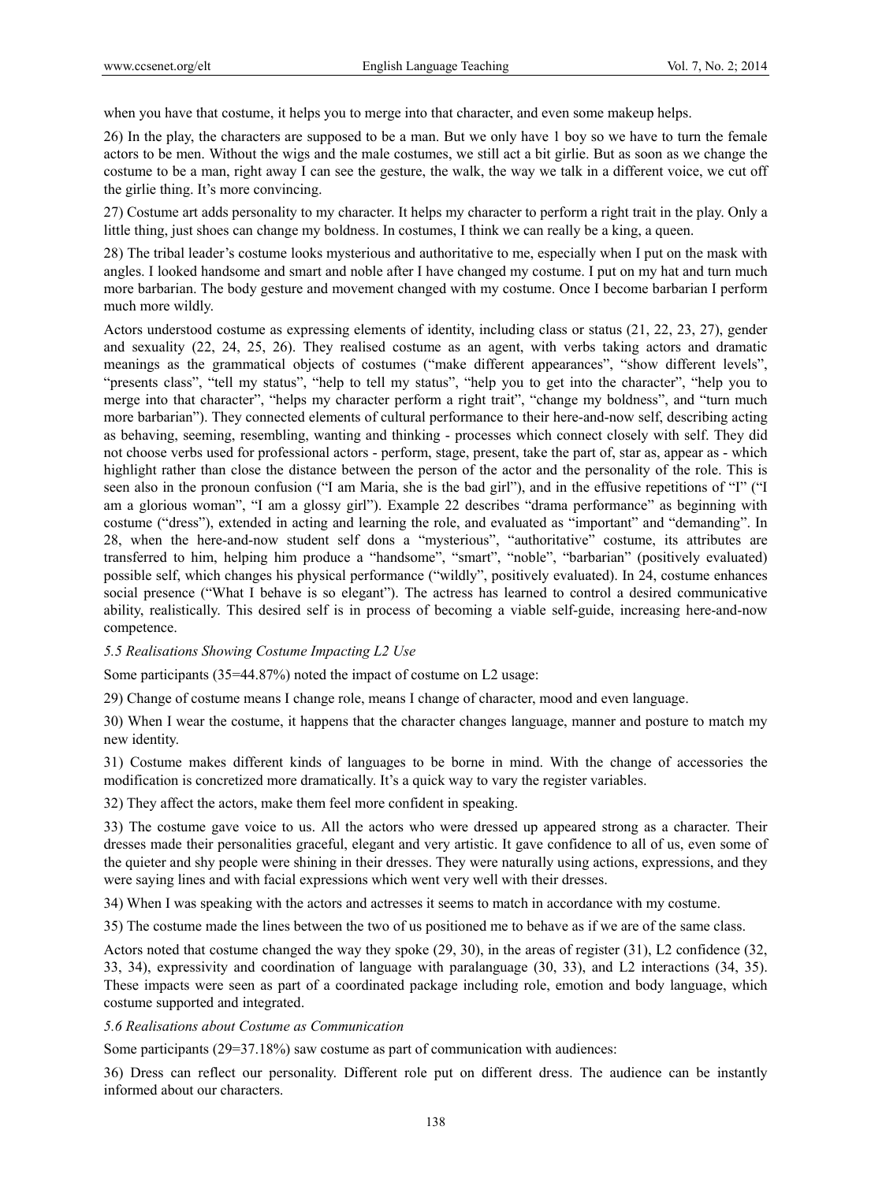when you have that costume, it helps you to merge into that character, and even some makeup helps.

26) In the play, the characters are supposed to be a man. But we only have 1 boy so we have to turn the female actors to be men. Without the wigs and the male costumes, we still act a bit girlie. But as soon as we change the costume to be a man, right away I can see the gesture, the walk, the way we talk in a different voice, we cut off the girlie thing. It's more convincing.

27) Costume art adds personality to my character. It helps my character to perform a right trait in the play. Only a little thing, just shoes can change my boldness. In costumes, I think we can really be a king, a queen.

28) The tribal leader's costume looks mysterious and authoritative to me, especially when I put on the mask with angles. I looked handsome and smart and noble after I have changed my costume. I put on my hat and turn much more barbarian. The body gesture and movement changed with my costume. Once I become barbarian I perform much more wildly.

Actors understood costume as expressing elements of identity, including class or status (21, 22, 23, 27), gender and sexuality (22, 24, 25, 26). They realised costume as an agent, with verbs taking actors and dramatic meanings as the grammatical objects of costumes ("make different appearances", "show different levels", "presents class", "tell my status", "help to tell my status", "help you to get into the character", "help you to merge into that character", "helps my character perform a right trait", "change my boldness", and "turn much more barbarian"). They connected elements of cultural performance to their here-and-now self, describing acting as behaving, seeming, resembling, wanting and thinking - processes which connect closely with self. They did not choose verbs used for professional actors - perform, stage, present, take the part of, star as, appear as - which highlight rather than close the distance between the person of the actor and the personality of the role. This is seen also in the pronoun confusion ("I am Maria, she is the bad girl"), and in the effusive repetitions of "I" ("I am a glorious woman", "I am a glossy girl"). Example 22 describes "drama performance" as beginning with costume ("dress"), extended in acting and learning the role, and evaluated as "important" and "demanding". In 28, when the here-and-now student self dons a "mysterious", "authoritative" costume, its attributes are transferred to him, helping him produce a "handsome", "smart", "noble", "barbarian" (positively evaluated) possible self, which changes his physical performance ("wildly", positively evaluated). In 24, costume enhances social presence ("What I behave is so elegant"). The actress has learned to control a desired communicative ability, realistically. This desired self is in process of becoming a viable self-guide, increasing here-and-now competence.

*5.5 Realisations Showing Costume Impacting L2 Use*

Some participants (35=44.87%) noted the impact of costume on L2 usage:

29) Change of costume means I change role, means I change of character, mood and even language.

30) When I wear the costume, it happens that the character changes language, manner and posture to match my new identity.

31) Costume makes different kinds of languages to be borne in mind. With the change of accessories the modification is concretized more dramatically. It's a quick way to vary the register variables.

32) They affect the actors, make them feel more confident in speaking.

33) The costume gave voice to us. All the actors who were dressed up appeared strong as a character. Their dresses made their personalities graceful, elegant and very artistic. It gave confidence to all of us, even some of the quieter and shy people were shining in their dresses. They were naturally using actions, expressions, and they were saying lines and with facial expressions which went very well with their dresses.

34) When I was speaking with the actors and actresses it seems to match in accordance with my costume.

35) The costume made the lines between the two of us positioned me to behave as if we are of the same class.

Actors noted that costume changed the way they spoke (29, 30), in the areas of register (31), L2 confidence (32, 33, 34), expressivity and coordination of language with paralanguage (30, 33), and L2 interactions (34, 35). These impacts were seen as part of a coordinated package including role, emotion and body language, which costume supported and integrated.

*5.6 Realisations about Costume as Communication*

Some participants (29=37.18%) saw costume as part of communication with audiences:

36) Dress can reflect our personality. Different role put on different dress. The audience can be instantly informed about our characters.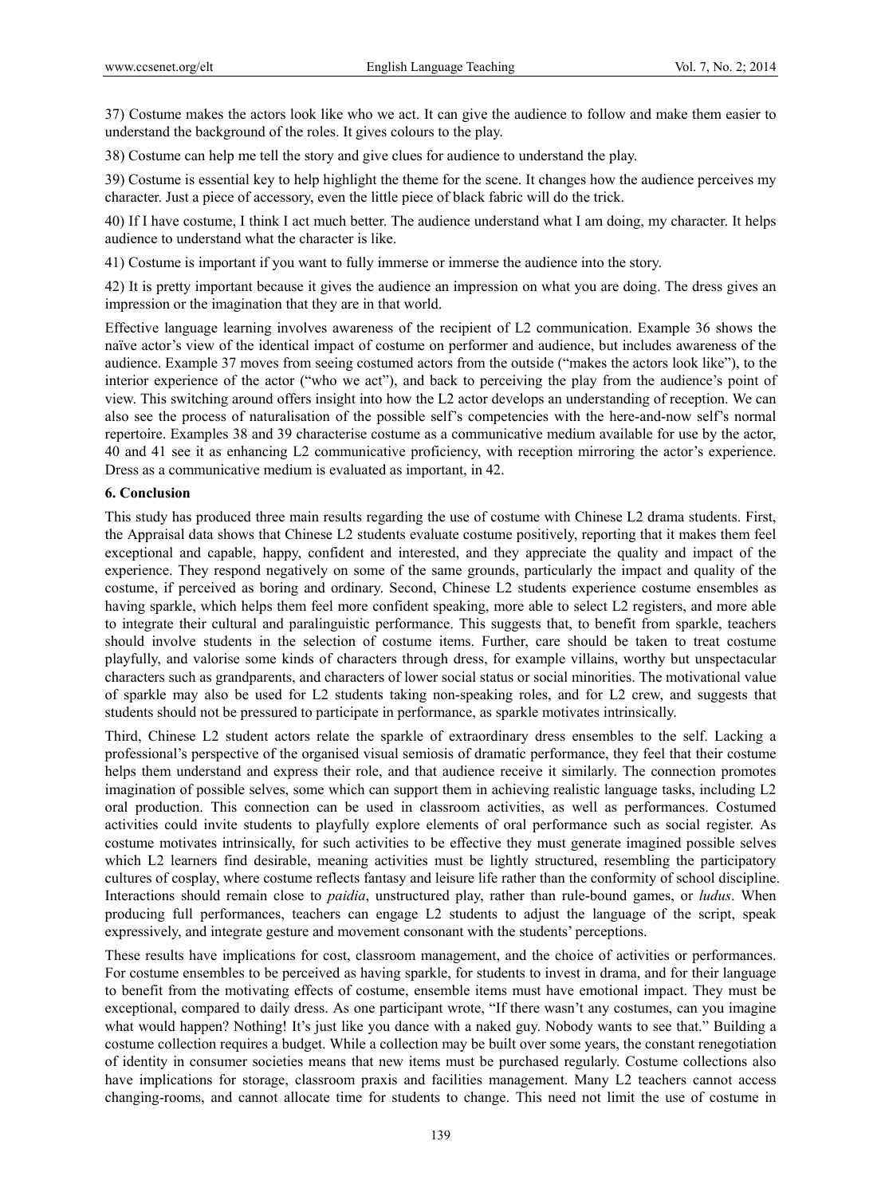37) Costume makes the actors look like who we act. It can give the audience to follow and make them easier to understand the background of the roles. It gives colours to the play.

38) Costume can help me tell the story and give clues for audience to understand the play.

39) Costume is essential key to help highlight the theme for the scene. It changes how the audience perceives my character. Just a piece of accessory, even the little piece of black fabric will do the trick.

40) If I have costume, I think I act much better. The audience understand what I am doing, my character. It helps audience to understand what the character is like.

41) Costume is important if you want to fully immerse or immerse the audience into the story.

42) It is pretty important because it gives the audience an impression on what you are doing. The dress gives an impression or the imagination that they are in that world.

Effective language learning involves awareness of the recipient of L2 communication. Example 36 shows the naïve actor's view of the identical impact of costume on performer and audience, but includes awareness of the audience. Example 37 moves from seeing costumed actors from the outside ("makes the actors look like"), to the interior experience of the actor ("who we act"), and back to perceiving the play from the audience's point of view. This switching around offers insight into how the L2 actor develops an understanding of reception. We can also see the process of naturalisation of the possible self's competencies with the here-and-now self's normal repertoire. Examples 38 and 39 characterise costume as a communicative medium available for use by the actor, 40 and 41 see it as enhancing L2 communicative proficiency, with reception mirroring the actor's experience. Dress as a communicative medium is evaluated as important, in 42.

## 6. Conclusion

This study has produced three main results regarding the use of costume with Chinese L2 drama students. First, the Appraisal data shows that Chinese L2 students evaluate costume positively, reporting that it makes them feel exceptional and capable, happy, confident and interested, and they appreciate the quality and impact of the experience. They respond negatively on some of the same grounds, particularly the impact and quality of the costume, if perceived as boring and ordinary. Second, Chinese L2 students experience costume ensembles as having sparkle, which helps them feel more confident speaking, more able to select L2 registers, and more able to integrate their cultural and paralinguistic performance. This suggests that, to benefit from sparkle, teachers should involve students in the selection of costume items. Further, care should be taken to treat costume playfully, and valorise some kinds of characters through dress, for example villains, worthy but unspectacular characters such as grandparents, and characters of lower social status or social minorities. The motivational value of sparkle may also be used for L2 students taking non-speaking roles, and for L2 crew, and suggests that students should not be pressured to participate in performance, as sparkle motivates intrinsically.

Third, Chinese L2 student actors relate the sparkle of extraordinary dress ensembles to the self. Lacking a professional's perspective of the organised visual semiosis of dramatic performance, they feel that their costume helps them understand and express their role, and that audience receive it similarly. The connection promotes imagination of possible selves, some which can support them in achieving realistic language tasks, including L2 oral production. This connection can be used in classroom activities, as well as performances. Costumed activities could invite students to playfully explore elements of oral performance such as social register. As costume motivates intrinsically, for such activities to be effective they must generate imagined possible selves which L2 learners find desirable, meaning activities must be lightly structured, resembling the participatory cultures of cosplay, where costume reflects fantasy and leisure life rather than the conformity of school discipline. Interactions should remain close to *paidia*, unstructured play, rather than rule-bound games, or *ludus*. When producing full performances, teachers can engage L2 students to adjust the language of the script, speak expressively, and integrate gesture and movement consonant with the students' perceptions.

These results have implications for cost, classroom management, and the choice of activities or performances. For costume ensembles to be perceived as having sparkle, for students to invest in drama, and for their language to benefit from the motivating effects of costume, ensemble items must have emotional impact. They must be exceptional, compared to daily dress. As one participant wrote, "If there wasn't any costumes, can you imagine what would happen? Nothing! It's just like you dance with a naked guy. Nobody wants to see that." Building a costume collection requires a budget. While a collection may be built over some years, the constant renegotiation of identity in consumer societies means that new items must be purchased regularly. Costume collections also have implications for storage, classroom praxis and facilities management. Many L2 teachers cannot access changing-rooms, and cannot allocate time for students to change. This need not limit the use of costume in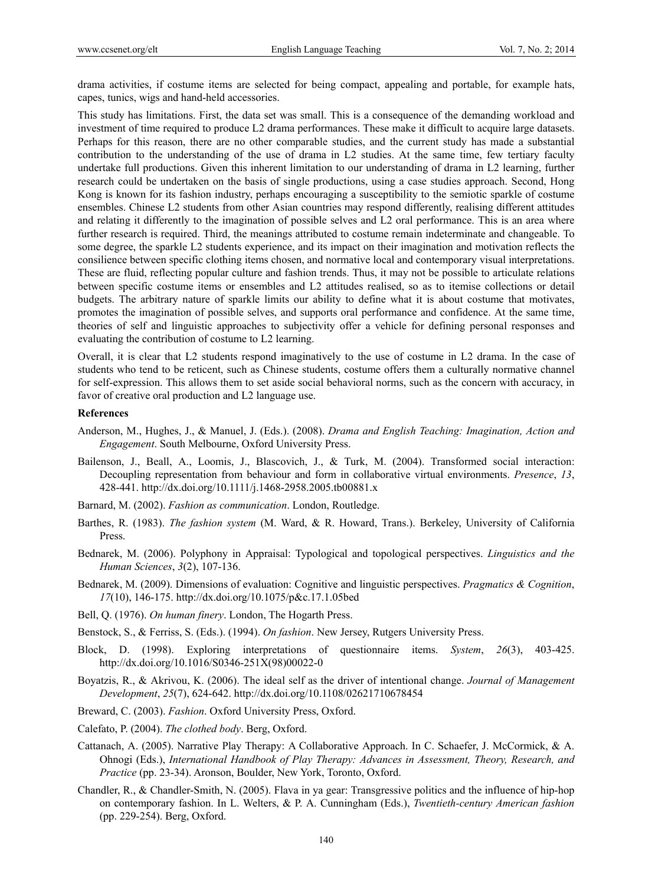drama activities, if costume items are selected for being compact, appealing and portable, for example hats, capes, tunics, wigs and hand-held accessories.

This study has limitations. First, the data set was small. This is a consequence of the demanding workload and investment of time required to produce L2 drama performances. These make it difficult to acquire large datasets. Perhaps for this reason, there are no other comparable studies, and the current study has made a substantial contribution to the understanding of the use of drama in L2 studies. At the same time, few tertiary faculty undertake full productions. Given this inherent limitation to our understanding of drama in L2 learning, further research could be undertaken on the basis of single productions, using a case studies approach. Second, Hong Kong is known for its fashion industry, perhaps encouraging a susceptibility to the semiotic sparkle of costume ensembles. Chinese L2 students from other Asian countries may respond differently, realising different attitudes and relating it differently to the imagination of possible selves and L2 oral performance. This is an area where further research is required. Third, the meanings attributed to costume remain indeterminate and changeable. To some degree, the sparkle L2 students experience, and its impact on their imagination and motivation reflects the consilience between specific clothing items chosen, and normative local and contemporary visual interpretations. These are fluid, reflecting popular culture and fashion trends. Thus, it may not be possible to articulate relations between specific costume items or ensembles and L2 attitudes realised, so as to itemise collections or detail budgets. The arbitrary nature of sparkle limits our ability to define what it is about costume that motivates, promotes the imagination of possible selves, and supports oral performance and confidence. At the same time, theories of self and linguistic approaches to subjectivity offer a vehicle for defining personal responses and evaluating the contribution of costume to L2 learning.

Overall, it is clear that L2 students respond imaginatively to the use of costume in L2 drama. In the case of students who tend to be reticent, such as Chinese students, costume offers them a culturally normative channel for self-expression. This allows them to set aside social behavioral norms, such as the concern with accuracy, in favor of creative oral production and L2 language use.

## References

Anderson, M., Hughes, J., & Manuel, J. (Eds.). (2008). *Drama and English Teaching: Imagination, Action and Engagement*. South Melbourne, Oxford University Press.

Bailenson, J., Beall, A., Loomis, J., Blascovich, J., & Turk, M. (2004). Transformed social interaction: Decoupling representation from behaviour and form in collaborative virtual environments. *Presence*, *13*, 428-441. http://dx.doi.org/10.1111/j.1468-2958.2005.tb00881.x

Barnard, M. (2002). *Fashion as communication*. London, Routledge.

Barthes, R. (1983). *The fashion system* (M. Ward, & R. Howard, Trans.). Berkeley, University of California Press.

Bednarek, M. (2006). Polyphony in Appraisal: Typological and topological perspectives. *Linguistics and the Human Sciences*, *3*(2), 107-136.

Bednarek, M. (2009). Dimensions of evaluation: Cognitive and linguistic perspectives. *Pragmatics & Cognition*, *17*(10), 146-175. http://dx.doi.org/10.1075/p&c.17.1.05bed

Bell, Q. (1976). *On human finery*. London, The Hogarth Press.

Benstock, S., & Ferriss, S. (Eds.). (1994). *On fashion*. New Jersey, Rutgers University Press.

Block, D. (1998). Exploring interpretations of questionnaire items. *System*, *26*(3), 403-425. http://dx.doi.org/10.1016/S0346-251X(98)00022-0

Boyatzis, R., & Akrivou, K. (2006). The ideal self as the driver of intentional change. *Journal of Management Development*, *25*(7), 624-642. http://dx.doi.org/10.1108/02621710678454

Breward, C. (2003). *Fashion*. Oxford University Press, Oxford.

Calefato, P. (2004). *The clothed body*. Berg, Oxford.

Cattanach, A. (2005). Narrative Play Therapy: A Collaborative Approach. In C. Schaefer, J. McCormick, & A. Ohnogi (Eds.), *International Handbook of Play Therapy: Advances in Assessment, Theory, Research, and Practice* (pp. 23-34). Aronson, Boulder, New York, Toronto, Oxford.

Chandler, R., & Chandler-Smith, N. (2005). Flava in ya gear: Transgressive politics and the influence of hip-hop on contemporary fashion. In L. Welters, & P. A. Cunningham (Eds.), *Twentieth-century American fashion* (pp. 229-254). Berg, Oxford.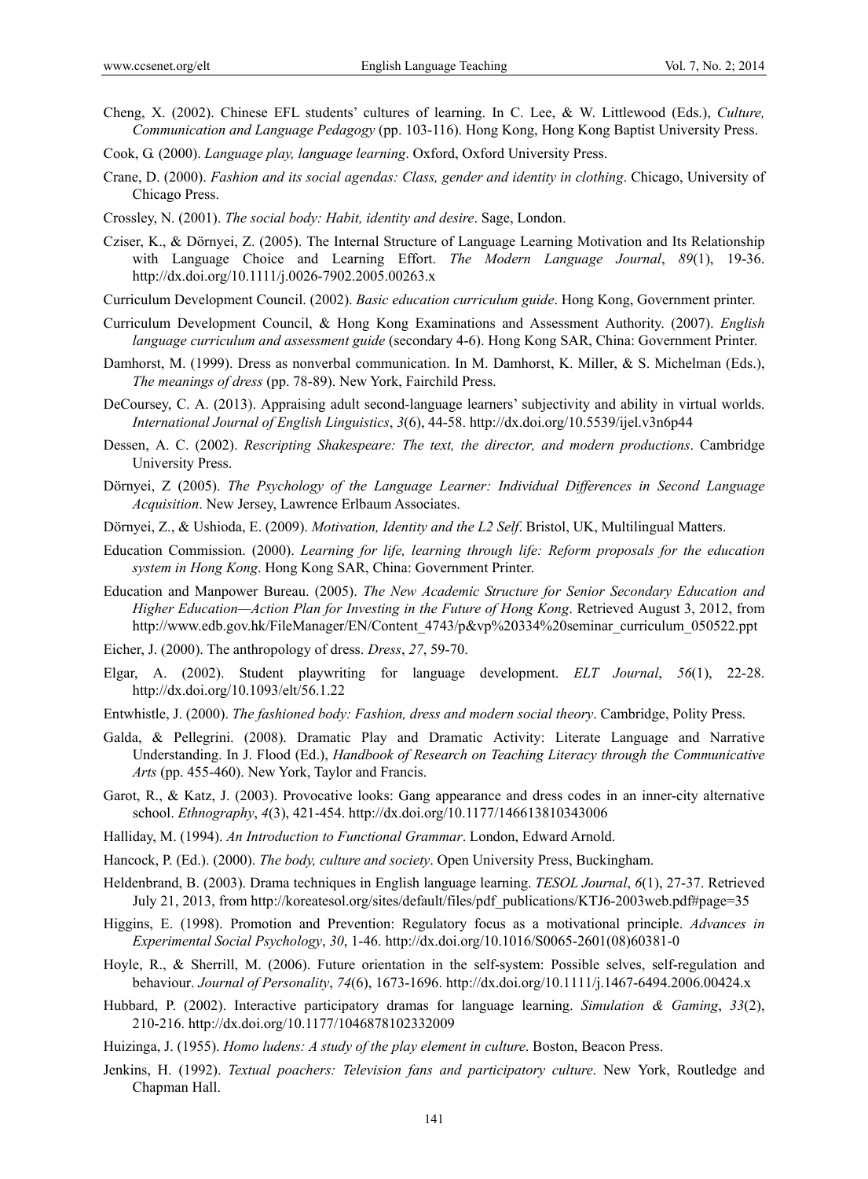Cheng, X. (2002). Chinese EFL students' cultures of learning. In C. Lee, & W. Littlewood (Eds.), *Culture, Communication and Language Pedagogy* (pp. 103-116). Hong Kong, Hong Kong Baptist University Press.

Cook, G. (2000). *Language play, language learning*. Oxford, Oxford University Press.

Crane, D. (2000). *Fashion and its social agendas: Class, gender and identity in clothing*. Chicago, University of Chicago Press.

Crossley, N. (2001). *The social body: Habit, identity and desire*. Sage, London.

Cziser, K., & Dörnyei, Z. (2005). The Internal Structure of Language Learning Motivation and Its Relationship with Language Choice and Learning Effort. *The Modern Language Journal*, *89*(1), 19-36. http://dx.doi.org/10.1111/j.0026-7902.2005.00263.x

Curriculum Development Council. (2002). *Basic education curriculum guide*. Hong Kong, Government printer.

Curriculum Development Council, & Hong Kong Examinations and Assessment Authority. (2007). *English language curriculum and assessment guide* (secondary 4-6). Hong Kong SAR, China: Government Printer.

Damhorst, M. (1999). Dress as nonverbal communication. In M. Damhorst, K. Miller, & S. Michelman (Eds.), *The meanings of dress* (pp. 78-89). New York, Fairchild Press.

DeCoursey, C. A. (2013). Appraising adult second-language learners' subjectivity and ability in virtual worlds. *International Journal of English Linguistics*, *3*(6), 44-58. http://dx.doi.org/10.5539/ijel.v3n6p44

Dessen, A. C. (2002). *Rescripting Shakespeare: The text, the director, and modern productions*. Cambridge University Press.

Dörnyei, Z (2005). *The Psychology of the Language Learner: Individual Differences in Second Language Acquisition*. New Jersey, Lawrence Erlbaum Associates.

Dörnyei, Z., & Ushioda, E. (2009). *Motivation, Identity and the L2 Self*. Bristol, UK, Multilingual Matters.

Education Commission. (2000). *Learning for life, learning through life: Reform proposals for the education system in Hong Kong*. Hong Kong SAR, China: Government Printer.

Education and Manpower Bureau. (2005). *The New Academic Structure for Senior Secondary Education and Higher Education—Action Plan for Investing in the Future of Hong Kong*. Retrieved August 3, 2012, from http://www.edb.gov.hk/FileManager/EN/Content_4743/p&vp%20334%20seminar_curriculum_050522.ppt

Eicher, J. (2000). The anthropology of dress. *Dress*, *27*, 59-70.

Elgar, A. (2002). Student playwriting for language development. *ELT Journal*, *56*(1), 22-28. http://dx.doi.org/10.1093/elt/56.1.22

Entwhistle, J. (2000). *The fashioned body: Fashion, dress and modern social theory*. Cambridge, Polity Press.

Galda, & Pellegrini. (2008). Dramatic Play and Dramatic Activity: Literate Language and Narrative Understanding. In J. Flood (Ed.), *Handbook of Research on Teaching Literacy through the Communicative Arts* (pp. 455-460). New York, Taylor and Francis.

Garot, R., & Katz, J. (2003). Provocative looks: Gang appearance and dress codes in an inner-city alternative school. *Ethnography*, *4*(3), 421-454. http://dx.doi.org/10.1177/146613810343006

Halliday, M. (1994). *An Introduction to Functional Grammar*. London, Edward Arnold.

Hancock, P. (Ed.). (2000). *The body, culture and society*. Open University Press, Buckingham.

Heldenbrand, B. (2003). Drama techniques in English language learning. *TESOL Journal*, *6*(1), 27-37. Retrieved July 21, 2013, from http://koreatesol.org/sites/default/files/pdf_publications/KTJ6-2003web.pdf#page=35

Higgins, E. (1998). Promotion and Prevention: Regulatory focus as a motivational principle. *Advances in Experimental Social Psychology*, *30*, 1-46. http://dx.doi.org/10.1016/S0065-2601(08)60381-0

Hoyle, R., & Sherrill, M. (2006). Future orientation in the self-system: Possible selves, self-regulation and behaviour. *Journal of Personality*, *74*(6), 1673-1696. http://dx.doi.org/10.1111/j.1467-6494.2006.00424.x

Hubbard, P. (2002). Interactive participatory dramas for language learning. *Simulation & Gaming*, *33*(2), 210-216. http://dx.doi.org/10.1177/1046878102332009

Huizinga, J. (1955). *Homo ludens: A study of the play element in culture*. Boston, Beacon Press.

Jenkins, H. (1992). *Textual poachers: Television fans and participatory culture*. New York, Routledge and Chapman Hall.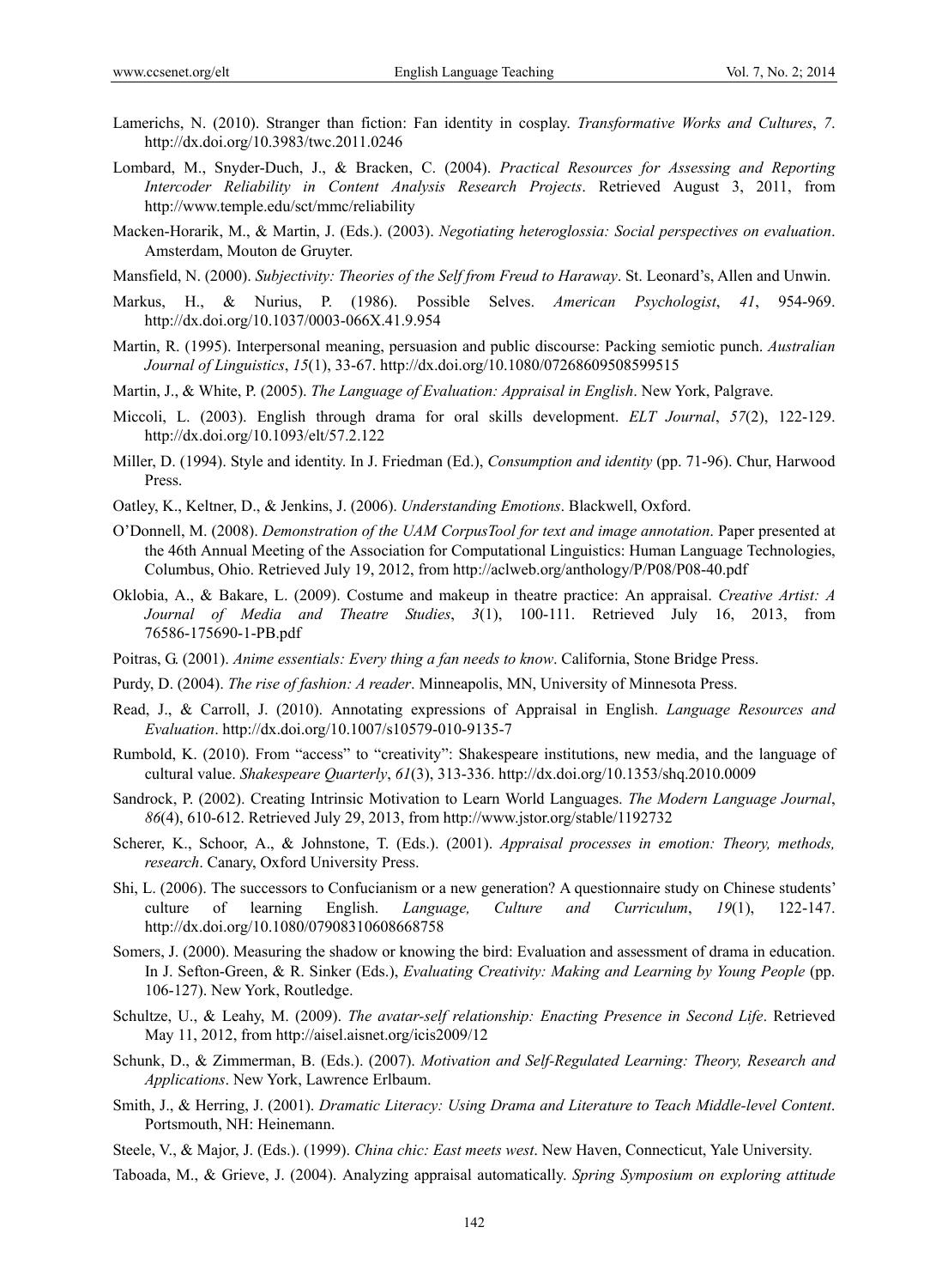Lamerichs, N. (2010). Stranger than fiction: Fan identity in cosplay. *Transformative Works and Cultures*, *7*. http://dx.doi.org/10.3983/twc.2011.0246

Lombard, M., Snyder-Duch, J., & Bracken, C. (2004). *Practical Resources for Assessing and Reporting Intercoder Reliability in Content Analysis Research Projects*. Retrieved August 3, 2011, from http://www.temple.edu/sct/mmc/reliability

Macken-Horarik, M., & Martin, J. (Eds.). (2003). *Negotiating heteroglossia: Social perspectives on evaluation*. Amsterdam, Mouton de Gruyter.

Mansfield, N. (2000). *Subjectivity: Theories of the Self from Freud to Haraway*. St. Leonard's, Allen and Unwin.

Markus, H., & Nurius, P. (1986). Possible Selves. *American Psychologist*, *41*, 954-969. http://dx.doi.org/10.1037/0003-066X.41.9.954

Martin, R. (1995). Interpersonal meaning, persuasion and public discourse: Packing semiotic punch. *Australian Journal of Linguistics*, *15*(1), 33-67. http://dx.doi.org/10.1080/07268609508599515

Martin, J., & White, P. (2005). *The Language of Evaluation: Appraisal in English*. New York, Palgrave.

Miccoli, L. (2003). English through drama for oral skills development. *ELT Journal*, *57*(2), 122-129. http://dx.doi.org/10.1093/elt/57.2.122

Miller, D. (1994). Style and identity. In J. Friedman (Ed.), *Consumption and identity* (pp. 71-96). Chur, Harwood Press.

Oatley, K., Keltner, D., & Jenkins, J. (2006). *Understanding Emotions*. Blackwell, Oxford.

O'Donnell, M. (2008). *Demonstration of the UAM CorpusTool for text and image annotation*. Paper presented at the 46th Annual Meeting of the Association for Computational Linguistics: Human Language Technologies, Columbus, Ohio. Retrieved July 19, 2012, from http://aclweb.org/anthology/P/P08/P08-40.pdf

Oklobia, A., & Bakare, L. (2009). Costume and makeup in theatre practice: An appraisal. *Creative Artist: A Journal of Media and Theatre Studies*, *3*(1), 100-111. Retrieved July 16, 2013, from 76586-175690-1-PB.pdf

Poitras, G. (2001). *Anime essentials: Every thing a fan needs to know*. California, Stone Bridge Press.

Purdy, D. (2004). *The rise of fashion: A reader*. Minneapolis, MN, University of Minnesota Press.

Read, J., & Carroll, J. (2010). Annotating expressions of Appraisal in English. *Language Resources and Evaluation*. http://dx.doi.org/10.1007/s10579-010-9135-7

Rumbold, K. (2010). From "access" to "creativity": Shakespeare institutions, new media, and the language of cultural value. *Shakespeare Quarterly*, *61*(3), 313-336. http://dx.doi.org/10.1353/shq.2010.0009

Sandrock, P. (2002). Creating Intrinsic Motivation to Learn World Languages. *The Modern Language Journal*, *86*(4), 610-612. Retrieved July 29, 2013, from http://www.jstor.org/stable/1192732

Scherer, K., Schoor, A., & Johnstone, T. (Eds.). (2001). *Appraisal processes in emotion: Theory, methods, research*. Canary, Oxford University Press.

Shi, L. (2006). The successors to Confucianism or a new generation? A questionnaire study on Chinese students' culture of learning English. *Language, Culture and Curriculum*, *19*(1), 122-147. http://dx.doi.org/10.1080/07908310608668758

Somers, J. (2000). Measuring the shadow or knowing the bird: Evaluation and assessment of drama in education. In J. Sefton-Green, & R. Sinker (Eds.), *Evaluating Creativity: Making and Learning by Young People* (pp. 106-127). New York, Routledge.

Schultze, U., & Leahy, M. (2009). *The avatar-self relationship: Enacting Presence in Second Life*. Retrieved May 11, 2012, from http://aisel.aisnet.org/icis2009/12

Schunk, D., & Zimmerman, B. (Eds.). (2007). *Motivation and Self-Regulated Learning: Theory, Research and Applications*. New York, Lawrence Erlbaum.

Smith, J., & Herring, J. (2001). *Dramatic Literacy: Using Drama and Literature to Teach Middle-level Content*. Portsmouth, NH: Heinemann.

Steele, V., & Major, J. (Eds.). (1999). *China chic: East meets west*. New Haven, Connecticut, Yale University.

Taboada, M., & Grieve, J. (2004). Analyzing appraisal automatically. *Spring Symposium on exploring attitude*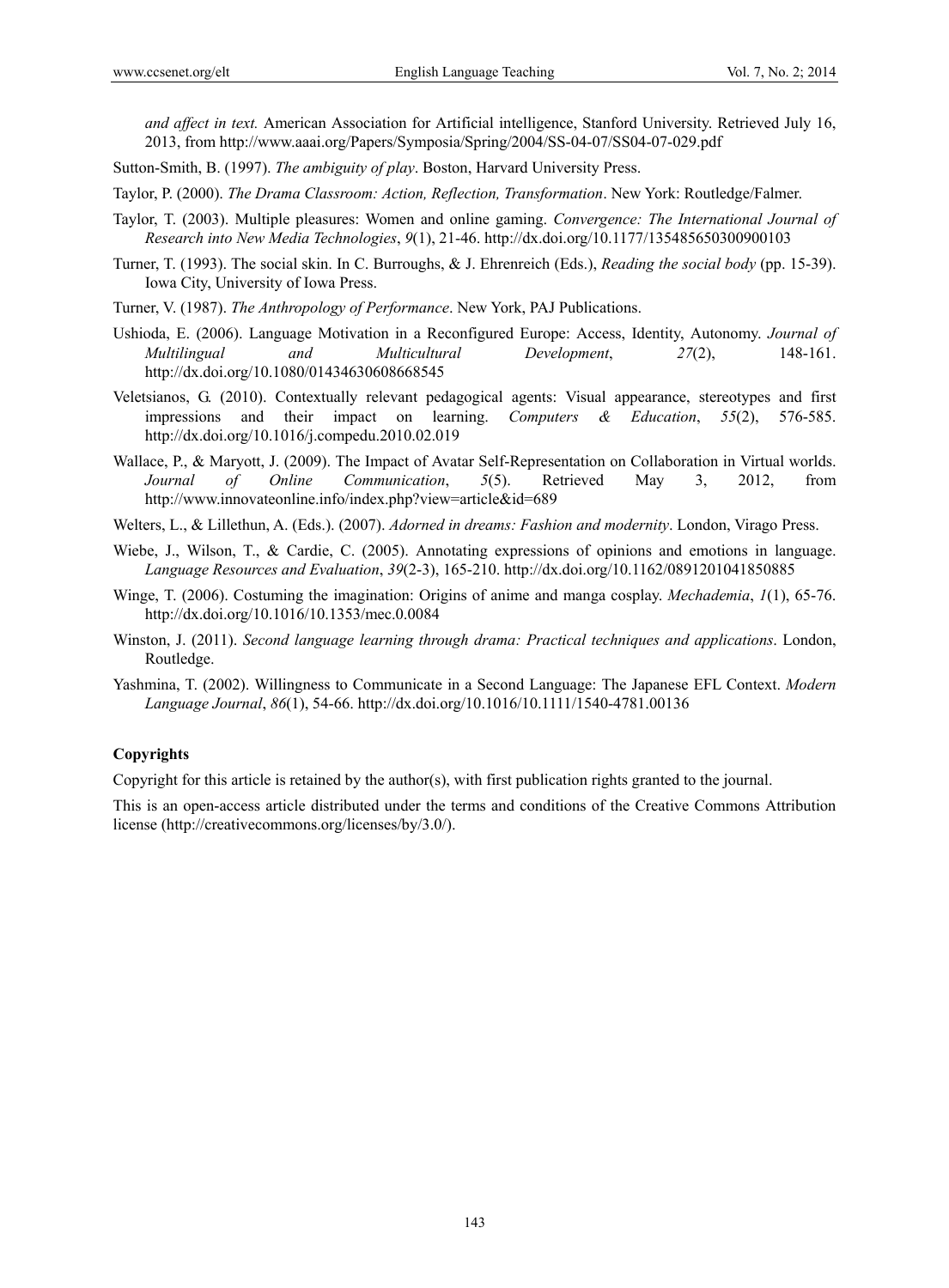*and affect in text.* American Association for Artificial intelligence, Stanford University. Retrieved July 16, 2013, from http://www.aaai.org/Papers/Symposia/Spring/2004/SS-04-07/SS04-07-029.pdf

Sutton-Smith, B. (1997). *The ambiguity of play*. Boston, Harvard University Press.

Taylor, P. (2000). *The Drama Classroom: Action, Reflection, Transformation*. New York: Routledge/Falmer.

Taylor, T. (2003). Multiple pleasures: Women and online gaming. *Convergence: The International Journal of Research into New Media Technologies*, *9*(1), 21-46. http://dx.doi.org/10.1177/135485650300900103

Turner, T. (1993). The social skin. In C. Burroughs, & J. Ehrenreich (Eds.), *Reading the social body* (pp. 15-39). Iowa City, University of Iowa Press.

Turner, V. (1987). *The Anthropology of Performance*. New York, PAJ Publications.

Ushioda, E. (2006). Language Motivation in a Reconfigured Europe: Access, Identity, Autonomy. *Journal of Multilingual and Multicultural Development*, *27*(2), 148-161. http://dx.doi.org/10.1080/01434630608668545

Veletsianos, G. (2010). Contextually relevant pedagogical agents: Visual appearance, stereotypes and first impressions and their impact on learning. *Computers & Education*, *55*(2), 576-585. http://dx.doi.org/10.1016/j.compedu.2010.02.019

Wallace, P., & Maryott, J. (2009). The Impact of Avatar Self-Representation on Collaboration in Virtual worlds. *Journal of Online Communication*, *5*(5). Retrieved May 3, 2012, from http://www.innovateonline.info/index.php?view=article&id=689

Welters, L., & Lillethun, A. (Eds.). (2007). *Adorned in dreams: Fashion and modernity*. London, Virago Press.

Wiebe, J., Wilson, T., & Cardie, C. (2005). Annotating expressions of opinions and emotions in language. *Language Resources and Evaluation*, *39*(2-3), 165-210. http://dx.doi.org/10.1162/0891201041850885

Winge, T. (2006). Costuming the imagination: Origins of anime and manga cosplay. *Mechademia*, *1*(1), 65-76. http://dx.doi.org/10.1016/10.1353/mec.0.0084

Winston, J. (2011). *Second language learning through drama: Practical techniques and applications*. London, Routledge.

Yashmina, T. (2002). Willingness to Communicate in a Second Language: The Japanese EFL Context. *Modern Language Journal*, *86*(1), 54-66. http://dx.doi.org/10.1016/10.1111/1540-4781.00136

**Copyrights**

Copyright for this article is retained by the author(s), with first publication rights granted to the journal.

This is an open-access article distributed under the terms and conditions of the Creative Commons Attribution license (http://creativecommons.org/licenses/by/3.0/).